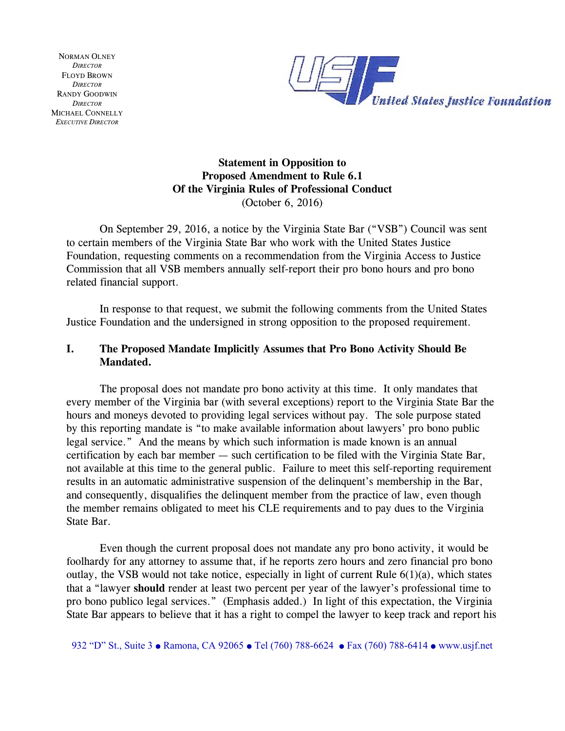NORMAN OLNEY
*DIRECTOR*
FLOYD BROWN
*DIRECTOR*
RANDY GOODWIN
*DIRECTOR*
MICHAEL CONNELLY
*EXECUTIVE DIRECTOR*

**United States Justice Foundation**

**Statement in Opposition to**
**Proposed Amendment to Rule 6.1**
**Of the Virginia Rules of Professional Conduct**
(October 6, 2016)

On September 29, 2016, a notice by the Virginia State Bar ("VSB") Council was sent to certain members of the Virginia State Bar who work with the United States Justice Foundation, requesting comments on a recommendation from the Virginia Access to Justice Commission that all VSB members annually self-report their pro bono hours and pro bono related financial support.

In response to that request, we submit the following comments from the United States Justice Foundation and the undersigned in strong opposition to the proposed requirement.

## I. The Proposed Mandate Implicitly Assumes that Pro Bono Activity Should Be Mandated.

The proposal does not mandate pro bono activity at this time. It only mandates that every member of the Virginia bar (with several exceptions) report to the Virginia State Bar the hours and moneys devoted to providing legal services without pay. The sole purpose stated by this reporting mandate is "to make available information about lawyers' pro bono public legal service." And the means by which such information is made known is an annual certification by each bar member — such certification to be filed with the Virginia State Bar, not available at this time to the general public. Failure to meet this self-reporting requirement results in an automatic administrative suspension of the delinquent's membership in the Bar, and consequently, disqualifies the delinquent member from the practice of law, even though the member remains obligated to meet his CLE requirements and to pay dues to the Virginia State Bar.

Even though the current proposal does not mandate any pro bono activity, it would be foolhardy for any attorney to assume that, if he reports zero hours and zero financial pro bono outlay, the VSB would not take notice, especially in light of current Rule 6(1)(a), which states that a "lawyer **should** render at least two percent per year of the lawyer's professional time to pro bono publico legal services." (Emphasis added.) In light of this expectation, the Virginia State Bar appears to believe that it has a right to compel the lawyer to keep track and report his

932 "D" St., Suite 3 ● Ramona, CA 92065 ● Tel (760) 788-6624 ● Fax (760) 788-6414 ● www.usjf.net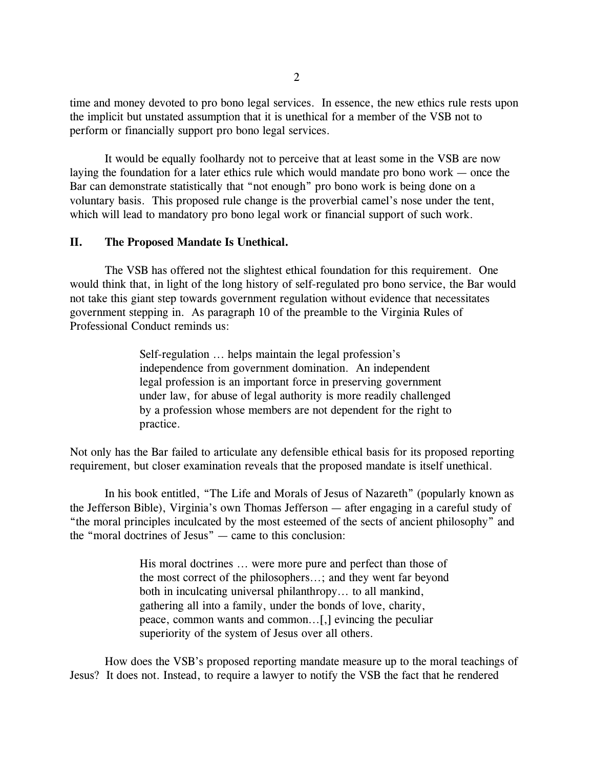time and money devoted to pro bono legal services. In essence, the new ethics rule rests upon the implicit but unstated assumption that it is unethical for a member of the VSB not to perform or financially support pro bono legal services.

It would be equally foolhardy not to perceive that at least some in the VSB are now laying the foundation for a later ethics rule which would mandate pro bono work — once the Bar can demonstrate statistically that "not enough" pro bono work is being done on a voluntary basis. This proposed rule change is the proverbial camel's nose under the tent, which will lead to mandatory pro bono legal work or financial support of such work.

## II. The Proposed Mandate Is Unethical.

The VSB has offered not the slightest ethical foundation for this requirement. One would think that, in light of the long history of self-regulated pro bono service, the Bar would not take this giant step towards government regulation without evidence that necessitates government stepping in. As paragraph 10 of the preamble to the Virginia Rules of Professional Conduct reminds us:

> Self-regulation … helps maintain the legal profession's independence from government domination. An independent legal profession is an important force in preserving government under law, for abuse of legal authority is more readily challenged by a profession whose members are not dependent for the right to practice.

Not only has the Bar failed to articulate any defensible ethical basis for its proposed reporting requirement, but closer examination reveals that the proposed mandate is itself unethical.

In his book entitled, "The Life and Morals of Jesus of Nazareth" (popularly known as the Jefferson Bible), Virginia's own Thomas Jefferson — after engaging in a careful study of "the moral principles inculcated by the most esteemed of the sects of ancient philosophy" and the "moral doctrines of Jesus" — came to this conclusion:

> His moral doctrines … were more pure and perfect than those of the most correct of the philosophers…; and they went far beyond both in inculcating universal philanthropy… to all mankind, gathering all into a family, under the bonds of love, charity, peace, common wants and common…[,] evincing the peculiar superiority of the system of Jesus over all others.

How does the VSB's proposed reporting mandate measure up to the moral teachings of Jesus? It does not. Instead, to require a lawyer to notify the VSB the fact that he rendered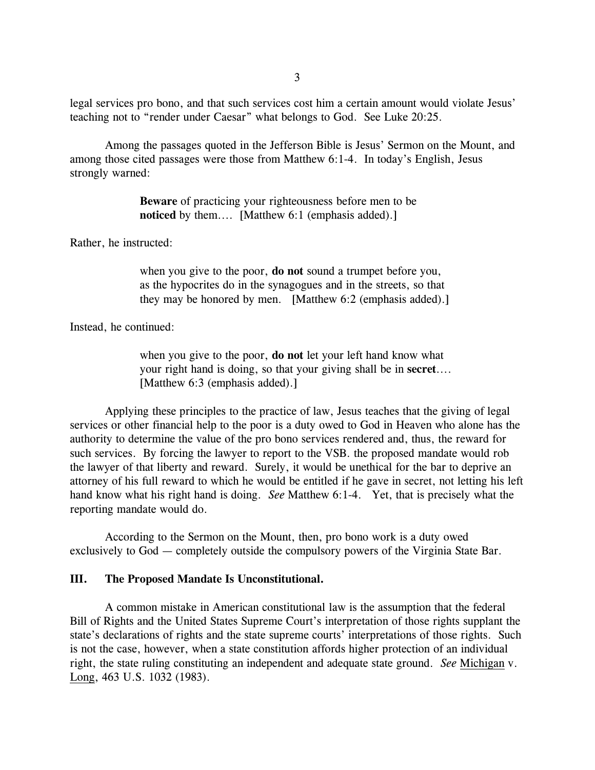legal services pro bono, and that such services cost him a certain amount would violate Jesus' teaching not to "render under Caesar" what belongs to God. See Luke 20:25.

Among the passages quoted in the Jefferson Bible is Jesus' Sermon on the Mount, and among those cited passages were those from Matthew 6:1-4. In today's English, Jesus strongly warned:

> **Beware** of practicing your righteousness before men to be **noticed** by them.... [Matthew 6:1 (emphasis added).]

Rather, he instructed:

> when you give to the poor, **do not** sound a trumpet before you, as the hypocrites do in the synagogues and in the streets, so that they may be honored by men. [Matthew 6:2 (emphasis added).]

Instead, he continued:

> when you give to the poor, **do not** let your left hand know what your right hand is doing, so that your giving shall be in **secret**.... [Matthew 6:3 (emphasis added).]

Applying these principles to the practice of law, Jesus teaches that the giving of legal services or other financial help to the poor is a duty owed to God in Heaven who alone has the authority to determine the value of the pro bono services rendered and, thus, the reward for such services. By forcing the lawyer to report to the VSB. the proposed mandate would rob the lawyer of that liberty and reward. Surely, it would be unethical for the bar to deprive an attorney of his full reward to which he would be entitled if he gave in secret, not letting his left hand know what his right hand is doing. *See* Matthew 6:1-4. Yet, that is precisely what the reporting mandate would do.

According to the Sermon on the Mount, then, pro bono work is a duty owed exclusively to God — completely outside the compulsory powers of the Virginia State Bar.

### III. The Proposed Mandate Is Unconstitutional.

A common mistake in American constitutional law is the assumption that the federal Bill of Rights and the United States Supreme Court's interpretation of those rights supplant the state's declarations of rights and the state supreme courts' interpretations of those rights. Such is not the case, however, when a state constitution affords higher protection of an individual right, the state ruling constituting an independent and adequate state ground. *See* Michigan v. Long, 463 U.S. 1032 (1983).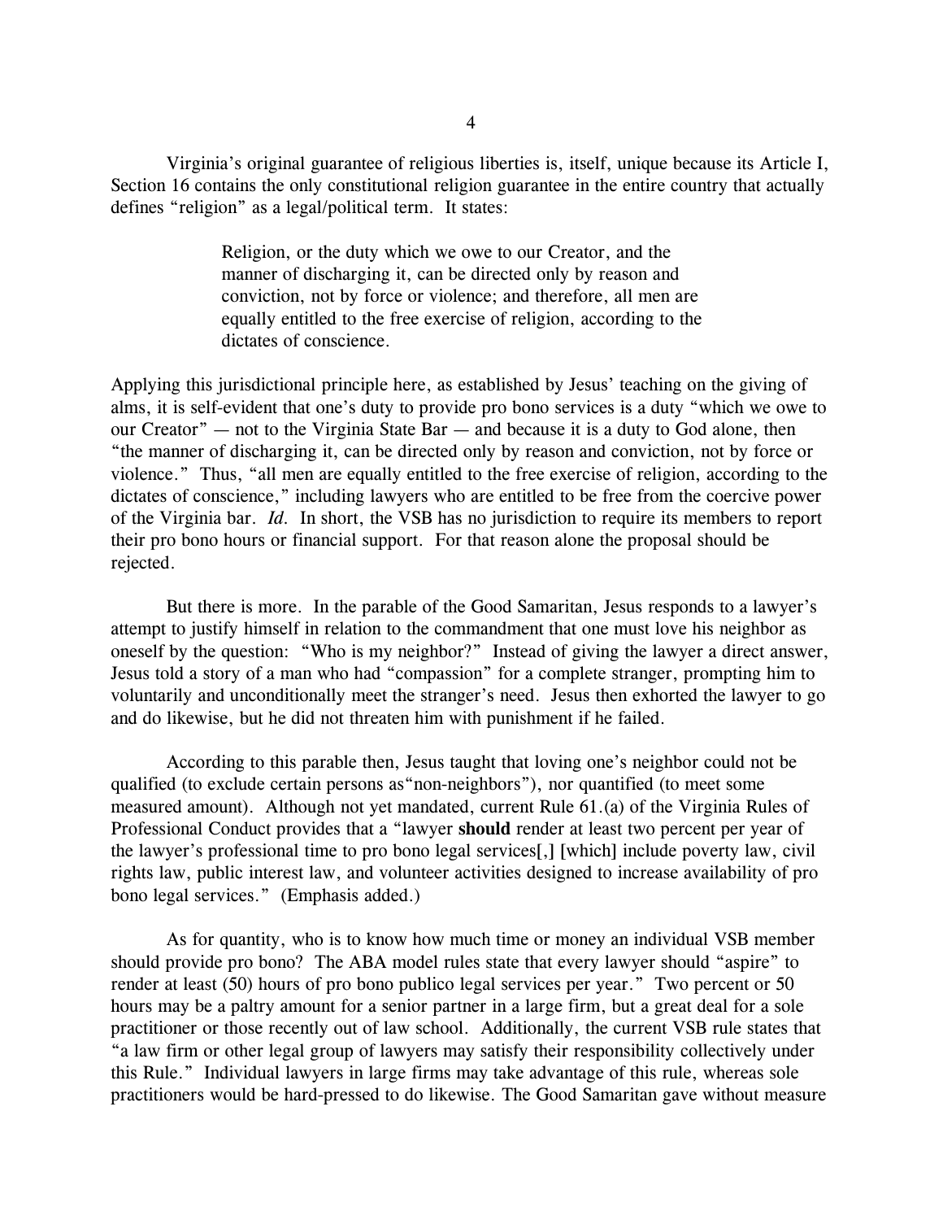Virginia's original guarantee of religious liberties is, itself, unique because its Article I, Section 16 contains the only constitutional religion guarantee in the entire country that actually defines "religion" as a legal/political term. It states:

> Religion, or the duty which we owe to our Creator, and the manner of discharging it, can be directed only by reason and conviction, not by force or violence; and therefore, all men are equally entitled to the free exercise of religion, according to the dictates of conscience.

Applying this jurisdictional principle here, as established by Jesus' teaching on the giving of alms, it is self-evident that one's duty to provide pro bono services is a duty "which we owe to our Creator" — not to the Virginia State Bar — and because it is a duty to God alone, then "the manner of discharging it, can be directed only by reason and conviction, not by force or violence." Thus, "all men are equally entitled to the free exercise of religion, according to the dictates of conscience," including lawyers who are entitled to be free from the coercive power of the Virginia bar. *Id.* In short, the VSB has no jurisdiction to require its members to report their pro bono hours or financial support. For that reason alone the proposal should be rejected.

But there is more. In the parable of the Good Samaritan, Jesus responds to a lawyer's attempt to justify himself in relation to the commandment that one must love his neighbor as oneself by the question: "Who is my neighbor?" Instead of giving the lawyer a direct answer, Jesus told a story of a man who had "compassion" for a complete stranger, prompting him to voluntarily and unconditionally meet the stranger's need. Jesus then exhorted the lawyer to go and do likewise, but he did not threaten him with punishment if he failed.

According to this parable then, Jesus taught that loving one's neighbor could not be qualified (to exclude certain persons as"non-neighbors"), nor quantified (to meet some measured amount). Although not yet mandated, current Rule 61.(a) of the Virginia Rules of Professional Conduct provides that a "lawyer **should** render at least two percent per year of the lawyer's professional time to pro bono legal services[,] [which] include poverty law, civil rights law, public interest law, and volunteer activities designed to increase availability of pro bono legal services." (Emphasis added.)

As for quantity, who is to know how much time or money an individual VSB member should provide pro bono? The ABA model rules state that every lawyer should "aspire" to render at least (50) hours of pro bono publico legal services per year." Two percent or 50 hours may be a paltry amount for a senior partner in a large firm, but a great deal for a sole practitioner or those recently out of law school. Additionally, the current VSB rule states that "a law firm or other legal group of lawyers may satisfy their responsibility collectively under this Rule." Individual lawyers in large firms may take advantage of this rule, whereas sole practitioners would be hard-pressed to do likewise. The Good Samaritan gave without measure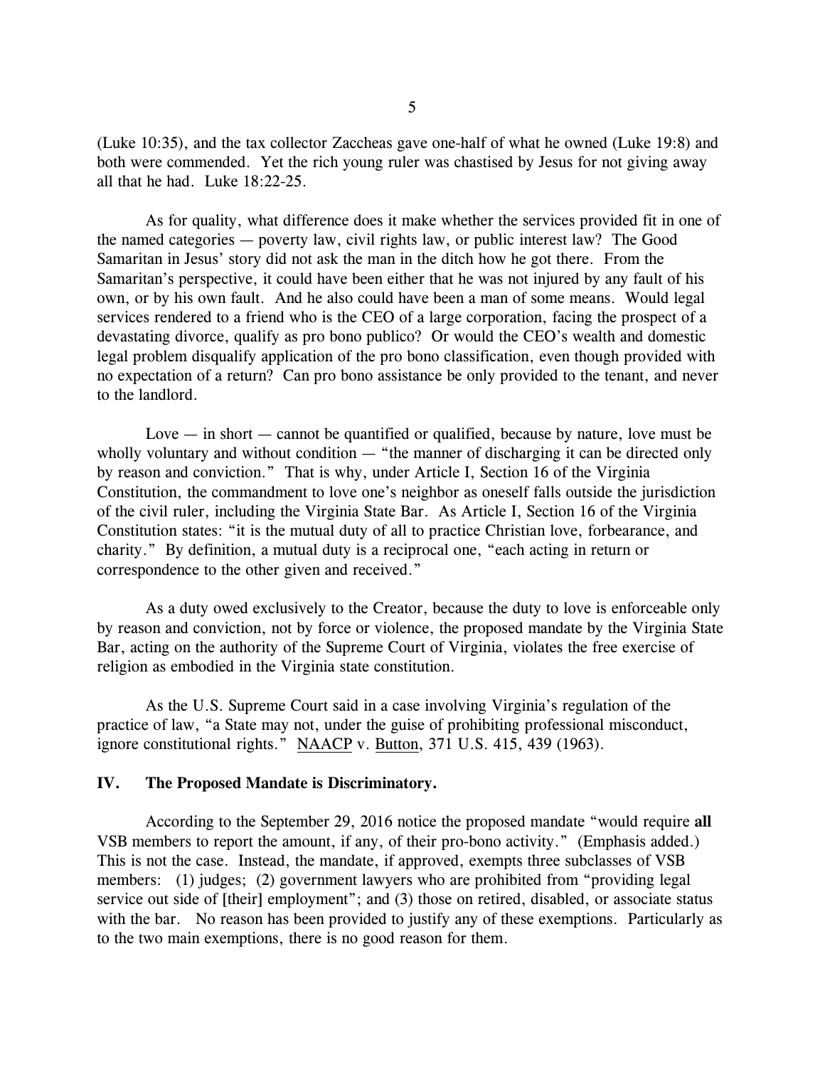(Luke 10:35), and the tax collector Zaccheas gave one-half of what he owned (Luke 19:8) and both were commended. Yet the rich young ruler was chastised by Jesus for not giving away all that he had. Luke 18:22-25.

As for quality, what difference does it make whether the services provided fit in one of the named categories — poverty law, civil rights law, or public interest law? The Good Samaritan in Jesus' story did not ask the man in the ditch how he got there. From the Samaritan's perspective, it could have been either that he was not injured by any fault of his own, or by his own fault. And he also could have been a man of some means. Would legal services rendered to a friend who is the CEO of a large corporation, facing the prospect of a devastating divorce, qualify as pro bono publico? Or would the CEO's wealth and domestic legal problem disqualify application of the pro bono classification, even though provided with no expectation of a return? Can pro bono assistance be only provided to the tenant, and never to the landlord.

Love — in short — cannot be quantified or qualified, because by nature, love must be wholly voluntary and without condition — "the manner of discharging it can be directed only by reason and conviction." That is why, under Article I, Section 16 of the Virginia Constitution, the commandment to love one's neighbor as oneself falls outside the jurisdiction of the civil ruler, including the Virginia State Bar. As Article I, Section 16 of the Virginia Constitution states: "it is the mutual duty of all to practice Christian love, forbearance, and charity." By definition, a mutual duty is a reciprocal one, "each acting in return or correspondence to the other given and received."

As a duty owed exclusively to the Creator, because the duty to love is enforceable only by reason and conviction, not by force or violence, the proposed mandate by the Virginia State Bar, acting on the authority of the Supreme Court of Virginia, violates the free exercise of religion as embodied in the Virginia state constitution.

As the U.S. Supreme Court said in a case involving Virginia's regulation of the practice of law, "a State may not, under the guise of prohibiting professional misconduct, ignore constitutional rights." NAACP v. Button, 371 U.S. 415, 439 (1963).

## IV. The Proposed Mandate is Discriminatory.

According to the September 29, 2016 notice the proposed mandate "would require **all** VSB members to report the amount, if any, of their pro-bono activity." (Emphasis added.) This is not the case. Instead, the mandate, if approved, exempts three subclasses of VSB members: (1) judges; (2) government lawyers who are prohibited from "providing legal service out side of [their] employment"; and (3) those on retired, disabled, or associate status with the bar. No reason has been provided to justify any of these exemptions. Particularly as to the two main exemptions, there is no good reason for them.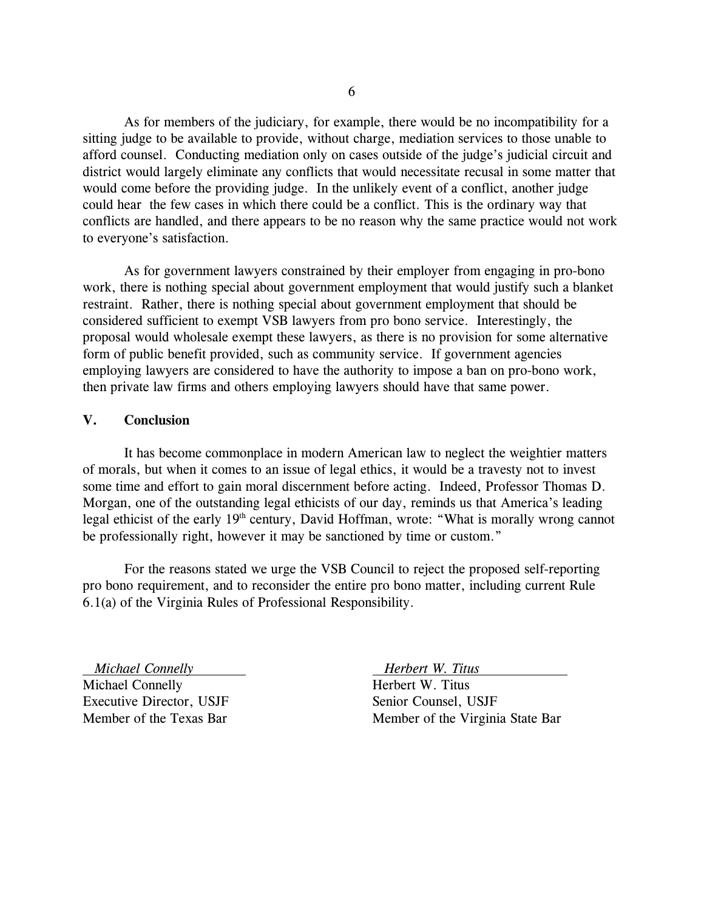As for members of the judiciary, for example, there would be no incompatibility for a sitting judge to be available to provide, without charge, mediation services to those unable to afford counsel. Conducting mediation only on cases outside of the judge's judicial circuit and district would largely eliminate any conflicts that would necessitate recusal in some matter that would come before the providing judge. In the unlikely event of a conflict, another judge could hear the few cases in which there could be a conflict. This is the ordinary way that conflicts are handled, and there appears to be no reason why the same practice would not work to everyone's satisfaction.

As for government lawyers constrained by their employer from engaging in pro-bono work, there is nothing special about government employment that would justify such a blanket restraint. Rather, there is nothing special about government employment that should be considered sufficient to exempt VSB lawyers from pro bono service. Interestingly, the proposal would wholesale exempt these lawyers, as there is no provision for some alternative form of public benefit provided, such as community service. If government agencies employing lawyers are considered to have the authority to impose a ban on pro-bono work, then private law firms and others employing lawyers should have that same power.

## V. Conclusion

It has become commonplace in modern American law to neglect the weightier matters of morals, but when it comes to an issue of legal ethics, it would be a travesty not to invest some time and effort to gain moral discernment before acting. Indeed, Professor Thomas D. Morgan, one of the outstanding legal ethicists of our day, reminds us that America's leading legal ethicist of the early 19th century, David Hoffman, wrote: "What is morally wrong cannot be professionally right, however it may be sanctioned by time or custom."

For the reasons stated we urge the VSB Council to reject the proposed self-reporting pro bono requirement, and to reconsider the entire pro bono matter, including current Rule 6.1(a) of the Virginia Rules of Professional Responsibility.

*Michael Connelly*
Michael Connelly
Executive Director, USJF
Member of the Texas Bar

*Herbert W. Titus*
Herbert W. Titus
Senior Counsel, USJF
Member of the Virginia State Bar